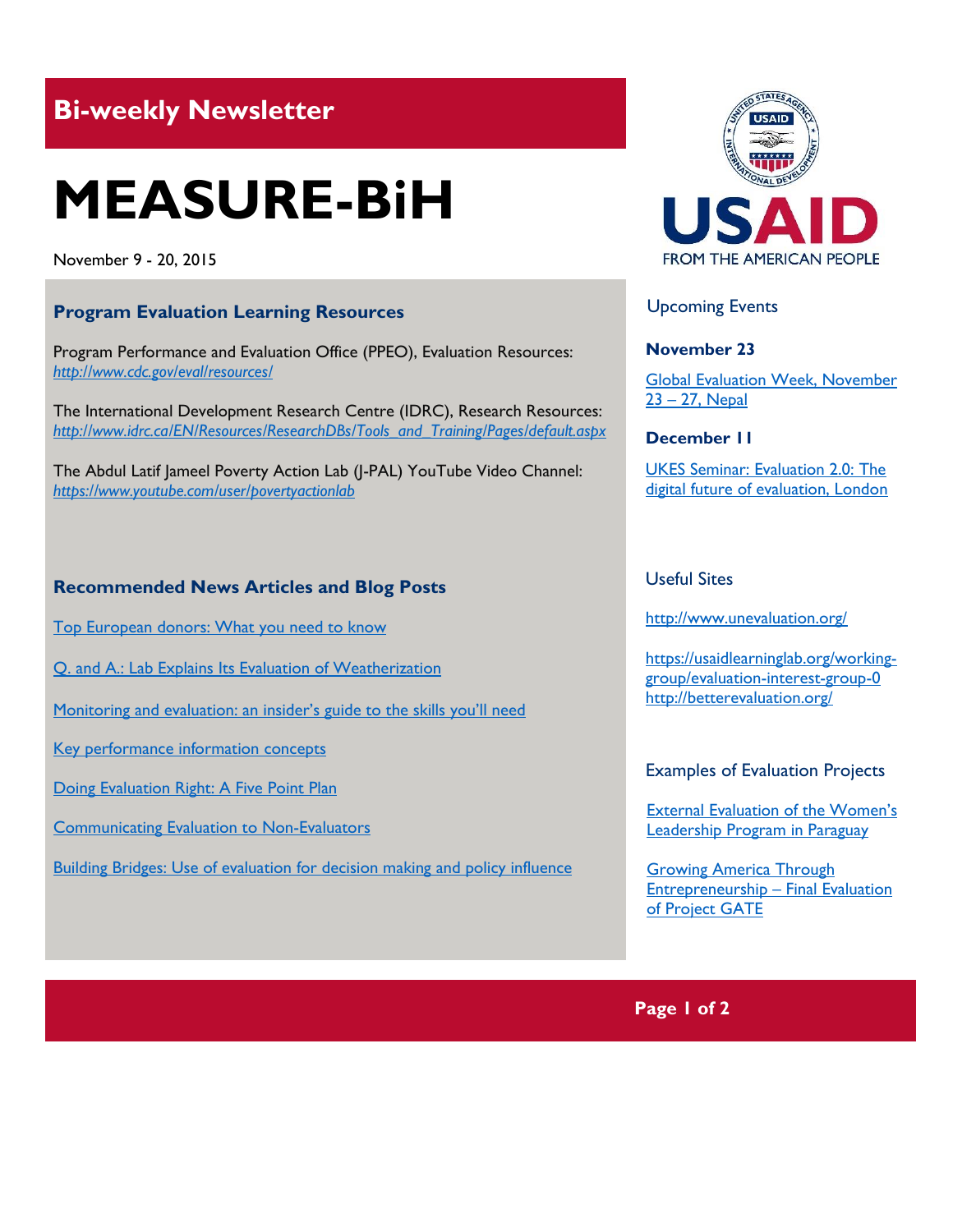## Bi-weekly Newsletter

# MEASURE-BiH

November 9 - 20, 2015

### Program Evaluation Learning Resources

Program Performance and Evaluation Office (PPEO), Evaluation Resources:
*http://www.cdc.gov/eval/resources/*

The International Development Research Centre (IDRC), Research Resources:
*http://www.idrc.ca/EN/Resources/ResearchDBs/Tools_and_Training/Pages/default.aspx*

The Abdul Latif Jameel Poverty Action Lab (J-PAL) YouTube Video Channel:
*https://www.youtube.com/user/povertyactionlab*

### Recommended News Articles and Blog Posts

Top European donors: What you need to know

Q. and A.: Lab Explains Its Evaluation of Weatherization

Monitoring and evaluation: an insider's guide to the skills you'll need

Key performance information concepts

Doing Evaluation Right: A Five Point Plan

Communicating Evaluation to Non-Evaluators

Building Bridges: Use of evaluation for decision making and policy influence

USAID
FROM THE AMERICAN PEOPLE

### Upcoming Events

**November 23**

Global Evaluation Week, November 23 – 27, Nepal

**December 11**

UKES Seminar: Evaluation 2.0: The digital future of evaluation, London

### Useful Sites

http://www.unevaluation.org/

https://usaidlearninglab.org/working-group/evaluation-interest-group-0
http://betterevaluation.org/

### Examples of Evaluation Projects

External Evaluation of the Women's Leadership Program in Paraguay

Growing America Through Entrepreneurship – Final Evaluation of Project GATE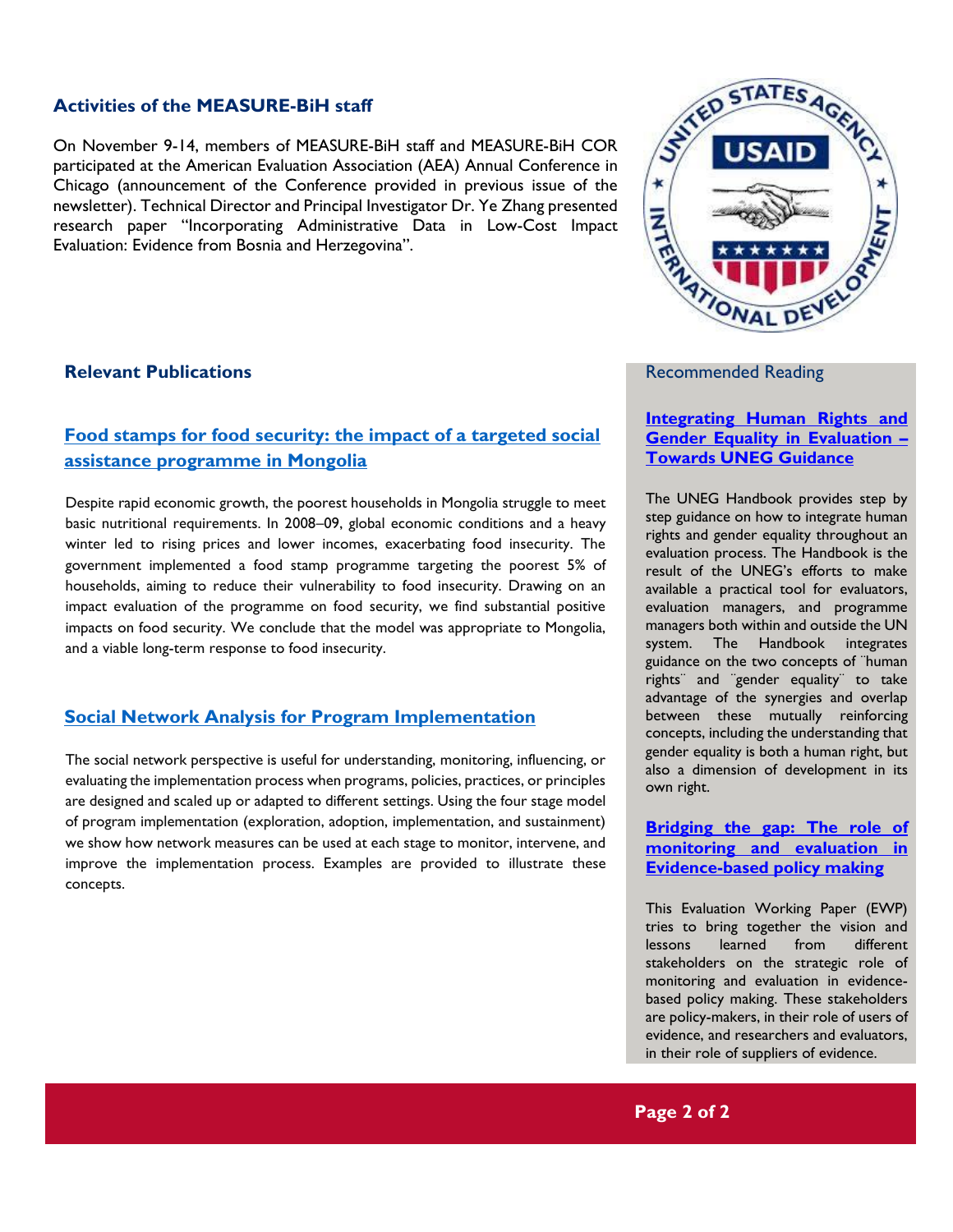## Activities of the MEASURE-BiH staff

On November 9-14, members of MEASURE-BiH staff and MEASURE-BiH COR participated at the American Evaluation Association (AEA) Annual Conference in Chicago (announcement of the Conference provided in previous issue of the newsletter). Technical Director and Principal Investigator Dr. Ye Zhang presented research paper "Incorporating Administrative Data in Low-Cost Impact Evaluation: Evidence from Bosnia and Herzegovina".

## Relevant Publications

### Food stamps for food security: the impact of a targeted social assistance programme in Mongolia

Despite rapid economic growth, the poorest households in Mongolia struggle to meet basic nutritional requirements. In 2008–09, global economic conditions and a heavy winter led to rising prices and lower incomes, exacerbating food insecurity. The government implemented a food stamp programme targeting the poorest 5% of households, aiming to reduce their vulnerability to food insecurity. Drawing on an impact evaluation of the programme on food security, we find substantial positive impacts on food security. We conclude that the model was appropriate to Mongolia, and a viable long-term response to food insecurity.

### Social Network Analysis for Program Implementation

The social network perspective is useful for understanding, monitoring, influencing, or evaluating the implementation process when programs, policies, practices, or principles are designed and scaled up or adapted to different settings. Using the four stage model of program implementation (exploration, adoption, implementation, and sustainment) we show how network measures can be used at each stage to monitor, intervene, and improve the implementation process. Examples are provided to illustrate these concepts.

## Recommended Reading

### Integrating Human Rights and Gender Equality in Evaluation – Towards UNEG Guidance

The UNEG Handbook provides step by step guidance on how to integrate human rights and gender equality throughout an evaluation process. The Handbook is the result of the UNEG's efforts to make available a practical tool for evaluators, evaluation managers, and programme managers both within and outside the UN system. The Handbook integrates guidance on the two concepts of ¨human rights¨ and ¨gender equality¨ to take advantage of the synergies and overlap between these mutually reinforcing concepts, including the understanding that gender equality is both a human right, but also a dimension of development in its own right.

### Bridging the gap: The role of monitoring and evaluation in Evidence-based policy making

This Evaluation Working Paper (EWP) tries to bring together the vision and lessons learned from different stakeholders on the strategic role of monitoring and evaluation in evidence-based policy making. These stakeholders are policy-makers, in their role of users of evidence, and researchers and evaluators, in their role of suppliers of evidence.